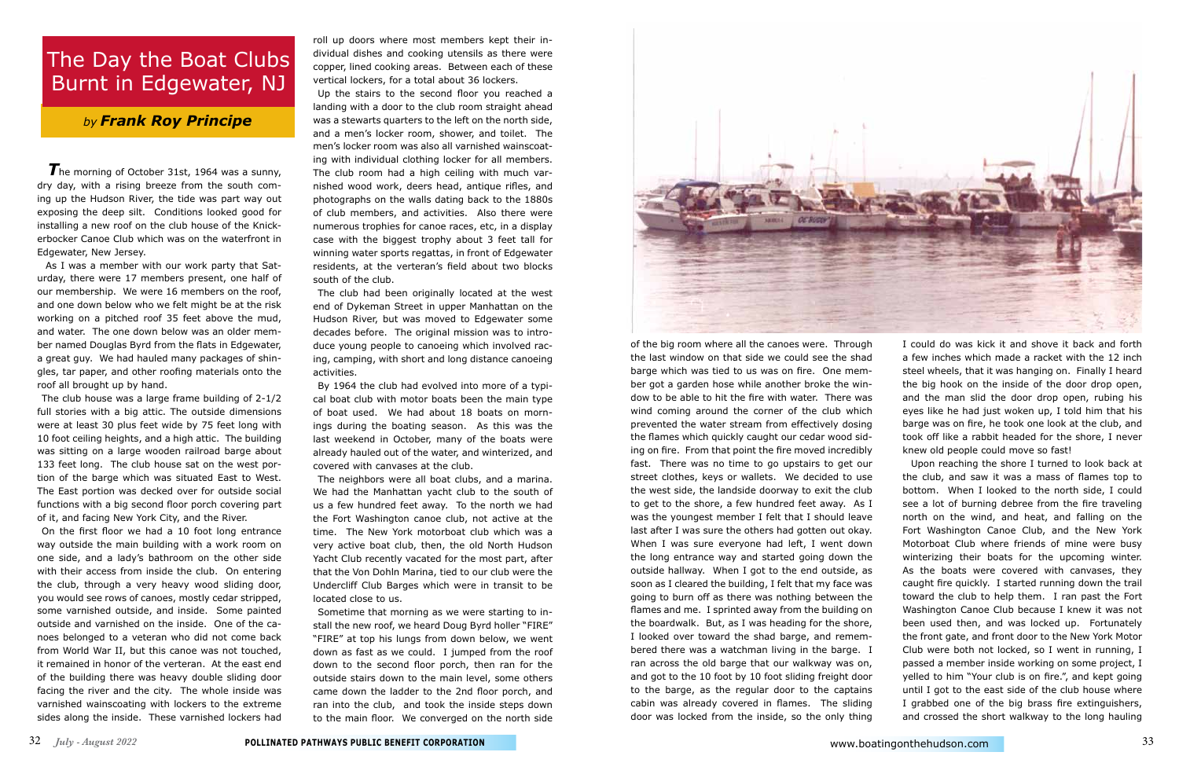# The Day the Boat Clubs Burnt in Edgewater, NJ

*by* ***Frank Roy Principe***

**T**he morning of October 31st, 1964 was a sunny, dry day, with a rising breeze from the south coming up the Hudson River, the tide was part way out exposing the deep silt. Conditions looked good for installing a new roof on the club house of the Knickerbocker Canoe Club which was on the waterfront in Edgewater, New Jersey.

As I was a member with our work party that Saturday, there were 17 members present, one half of our membership. We were 16 members on the roof, and one down below who we felt might be at the risk working on a pitched roof 35 feet above the mud, and water. The one down below was an older member named Douglas Byrd from the flats in Edgewater, a great guy. We had hauled many packages of shingles, tar paper, and other roofing materials onto the roof all brought up by hand.

The club house was a large frame building of 2-1/2 full stories with a big attic. The outside dimensions were at least 30 plus feet wide by 75 feet long with 10 foot ceiling heights, and a high attic. The building was sitting on a large wooden railroad barge about 133 feet long. The club house sat on the west portion of the barge which was situated East to West. The East portion was decked over for outside social functions with a big second floor porch covering part of it, and facing New York City, and the River.

On the first floor we had a 10 foot long entrance way outside the main building with a work room on one side, and a lady's bathroom on the other side with their access from inside the club. On entering the club, through a very heavy wood sliding door, you would see rows of canoes, mostly cedar stripped, some varnished outside, and inside. Some painted outside and varnished on the inside. One of the canoes belonged to a veteran who did not come back from World War II, but this canoe was not touched, it remained in honor of the veterran. At the east end of the building there was heavy double sliding door facing the river and the city. The whole inside was varnished wainscoating with lockers to the extreme sides along the inside. These varnished lockers had roll up doors where most members kept their individual dishes and cooking utensils as there were copper, lined cooking areas. Between each of these vertical lockers, for a total about 36 lockers.

Up the stairs to the second floor you reached a landing with a door to the club room straight ahead was a stewarts quarters to the left on the north side, and a men's locker room, shower, and toilet. The men's locker room was also all varnished wainscoating with individual clothing locker for all members. The club room had a high ceiling with much varnished wood work, deers head, antique rifles, and photographs on the walls dating back to the 1880s of club members, and activities. Also there were numerous trophies for canoe races, etc, in a display case with the biggest trophy about 3 feet tall for winning water sports regattas, in front of Edgewater residents, at the verteran's field about two blocks south of the club.

The club had been originally located at the west end of Dykeman Street in upper Manhattan on the Hudson River, but was moved to Edgewater some decades before. The original mission was to introduce young people to canoeing which involved racing, camping, with short and long distance canoeing activities.

By 1964 the club had evolved into more of a typical boat club with motor boats been the main type of boat used. We had about 18 boats on mornings during the boating season. As this was the last weekend in October, many of the boats were already hauled out of the water, and winterized, and covered with canvases at the club.

The neighbors were all boat clubs, and a marina. We had the Manhattan yacht club to the south of us a few hundred feet away. To the north we had the Fort Washington canoe club, not active at the time. The New York motorboat club which was a very active boat club, then, the old North Hudson Yacht Club recently vacated for the most part, after that the Von Dohln Marina, tied to our club were the Undercliff Club Barges which were in transit to be located close to us.

Sometime that morning as we were starting to install the new roof, we heard Doug Byrd holler "FIRE" "FIRE" at top his lungs from down below, we went down as fast as we could. I jumped from the roof down to the second floor porch, then ran for the outside stairs down to the main level, some others came down the ladder to the 2nd floor porch, and ran into the club, and took the inside steps down to the main floor. We converged on the north side of the big room where all the canoes were. Through the last window on that side we could see the shad barge which was tied to us was on fire. One member got a garden hose while another broke the window to be able to hit the fire with water. There was wind coming around the corner of the club which prevented the water stream from effectively dosing the flames which quickly caught our cedar wood siding on fire. From that point the fire moved incredibly fast. There was no time to go upstairs to get our street clothes, keys or wallets. We decided to use the west side, the landside doorway to exit the club to get to the shore, a few hundred feet away. As I was the youngest member I felt that I should leave last after I was sure the others had gotten out okay. When I was sure everyone had left, I went down the long entrance way and started going down the outside hallway. When I got to the end outside, as soon as I cleared the building, I felt that my face was going to burn off as there was nothing between the flames and me. I sprinted away from the building on the boardwalk. But, as I was heading for the shore, I looked over toward the shad barge, and remembered there was a watchman living in the barge. I ran across the old barge that our walkway was on, and got to the 10 foot by 10 foot sliding freight door to the barge, as the regular door to the captains cabin was already covered in flames. The sliding door was locked from the inside, so the only thing I could do was kick it and shove it back and forth a few inches which made a racket with the 12 inch steel wheels, that it was hanging on. Finally I heard the big hook on the inside of the door drop open, and the man slid the door drop open, rubing his eyes like he had just woken up, I told him that his barge was on fire, he took one look at the club, and took off like a rabbit headed for the shore, I never knew old people could move so fast!

Upon reaching the shore I turned to look back at the club, and saw it was a mass of flames top to bottom. When I looked to the north side, I could see a lot of burning debree from the fire traveling north on the wind, and heat, and falling on the Fort Washington Canoe Club, and the New York Motorboat Club where friends of mine were busy winterizing their boats for the upcoming winter. As the boats were covered with canvases, they caught fire quickly. I started running down the trail toward the club to help them. I ran past the Fort Washington Canoe Club because I knew it was not been used then, and was locked up. Fortunately the front gate, and front door to the New York Motor Club were both not locked, so I went in running, I passed a member inside working on some project, I yelled to him "Your club is on fire.", and kept going until I got to the east side of the club house where I grabbed one of the big brass fire extinguishers, and crossed the short walkway to the long hauling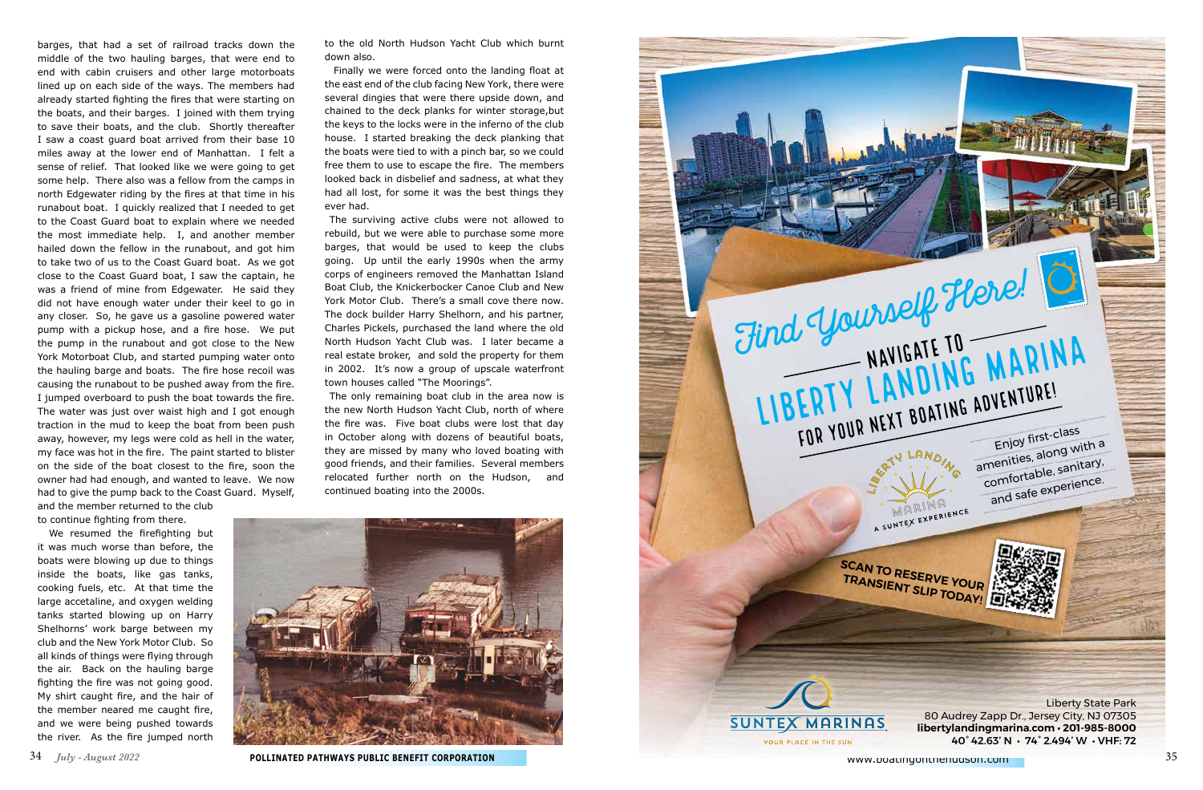barges, that had a set of railroad tracks down the middle of the two hauling barges, that were end to end with cabin cruisers and other large motorboats lined up on each side of the ways. The members had already started fighting the fires that were starting on the boats, and their barges. I joined with them trying to save their boats, and the club. Shortly thereafter I saw a coast guard boat arrived from their base 10 miles away at the lower end of Manhattan. I felt a sense of relief. That looked like we were going to get some help. There also was a fellow from the camps in north Edgewater riding by the fires at that time in his runabout boat. I quickly realized that I needed to get to the Coast Guard boat to explain where we needed the most immediate help. I, and another member hailed down the fellow in the runabout, and got him to take two of us to the Coast Guard boat. As we got close to the Coast Guard boat, I saw the captain, he was a friend of mine from Edgewater. He said they did not have enough water under their keel to go in any closer. So, he gave us a gasoline powered water pump with a pickup hose, and a fire hose. We put the pump in the runabout and got close to the New York Motorboat Club, and started pumping water onto the hauling barge and boats. The fire hose recoil was causing the runabout to be pushed away from the fire. I jumped overboard to push the boat towards the fire. The water was just over waist high and I got enough traction in the mud to keep the boat from been push away, however, my legs were cold as hell in the water, my face was hot in the fire. The paint started to blister on the side of the boat closest to the fire, soon the owner had had enough, and wanted to leave. We now had to give the pump back to the Coast Guard. Myself, and the member returned to the club to continue fighting from there.

We resumed the firefighting but it was much worse than before, the boats were blowing up due to things inside the boats, like gas tanks, cooking fuels, etc. At that time the large accetaline, and oxygen welding tanks started blowing up on Harry Shelhorns' work barge between my club and the New York Motor Club. So all kinds of things were flying through the air. Back on the hauling barge fighting the fire was not going good. My shirt caught fire, and the hair of the member neared me caught fire, and we were being pushed towards the river. As the fire jumped north to the old North Hudson Yacht Club which burnt down also.

Finally we were forced onto the landing float at the east end of the club facing New York, there were several dingies that were there upside down, and chained to the deck planks for winter storage,but the keys to the locks were in the inferno of the club house. I started breaking the deck planking that the boats were tied to with a pinch bar, so we could free them to use to escape the fire. The members looked back in disbelief and sadness, at what they had all lost, for some it was the best things they ever had.

The surviving active clubs were not allowed to rebuild, but we were able to purchase some more barges, that would be used to keep the clubs going. Up until the early 1990s when the army corps of engineers removed the Manhattan Island Boat Club, the Knickerbocker Canoe Club and New York Motor Club. There's a small cove there now. The dock builder Harry Shelhorn, and his partner, Charles Pickels, purchased the land where the old North Hudson Yacht Club was. I later became a real estate broker, and sold the property for them in 2002. It's now a group of upscale waterfront town houses called "The Moorings".

The only remaining boat club in the area now is the new North Hudson Yacht Club, north of where the fire was. Five boat clubs were lost that day in October along with dozens of beautiful boats, they are missed by many who loved boating with good friends, and their families. Several members relocated further north on the Hudson, and continued boating into the 2000s.

POLLINATED PATHWAYS PUBLIC BENEFIT CORPORATION

Find Yourself Here!

NAVIGATE TO LIBERTY LANDING MARINA FOR YOUR NEXT BOATING ADVENTURE!

Enjoy first-class amenities, along with a comfortable, sanitary, and safe experience.

LIBERTY LANDING MARINA A SUNTEX EXPERIENCE

SCAN TO RESERVE YOUR TRANSIENT SLIP TODAY!

SUNTEX MARINAS YOUR PLACE IN THE SUN

Liberty State Park
80 Audrey Zapp Dr., Jersey City, NJ 07305
**libertylandingmarina.com • 201-985-8000**
**40° 42.63' N • 74° 2.494' W • VHF: 72**